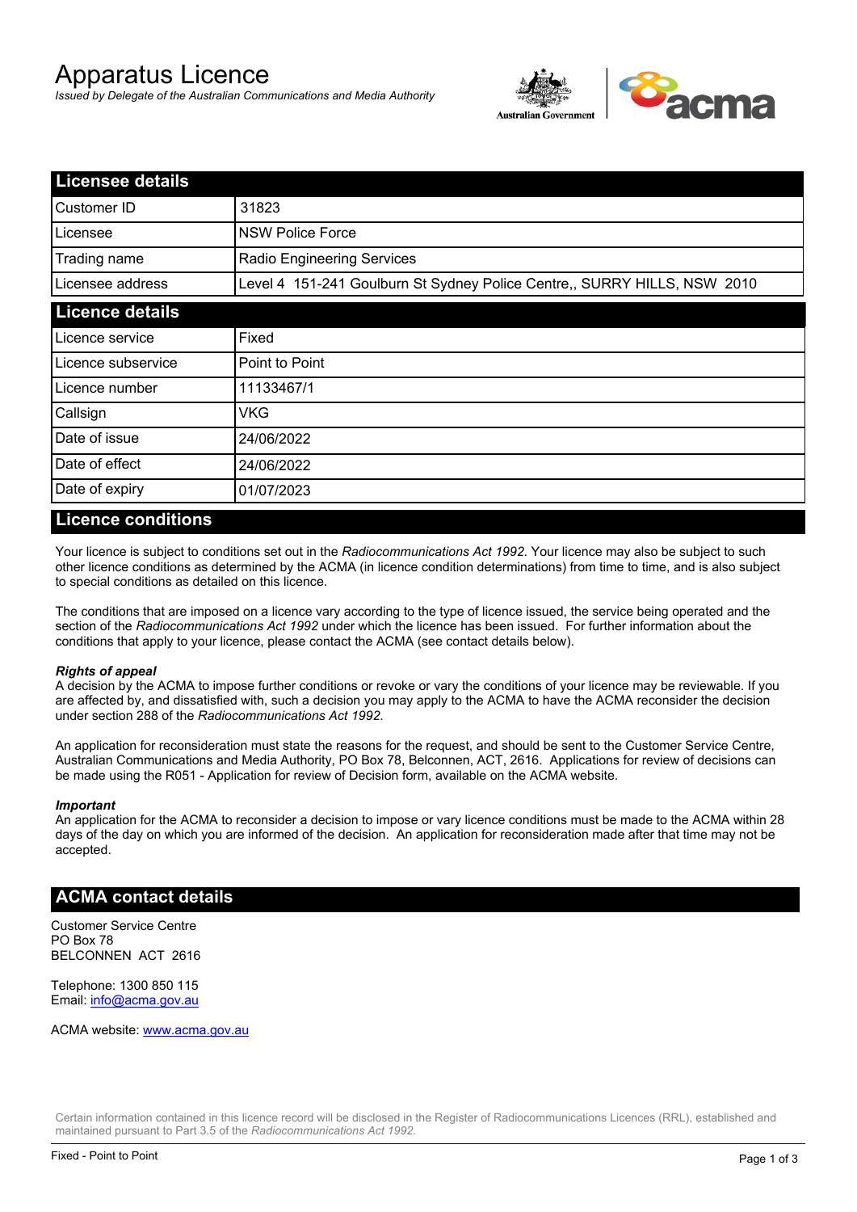# Apparatus Licence

*Issued by Delegate of the Australian Communications and Media Authority*

## Licensee details

| | |
|---|---|
| Customer ID | 31823 |
| Licensee | NSW Police Force |
| Trading name | Radio Engineering Services |
| Licensee address | Level 4  151-241 Goulburn St Sydney Police Centre,, SURRY HILLS, NSW  2010 |

## Licence details

| | |
|---|---|
| Licence service | Fixed |
| Licence subservice | Point to Point |
| Licence number | 11133467/1 |
| Callsign | VKG |
| Date of issue | 24/06/2022 |
| Date of effect | 24/06/2022 |
| Date of expiry | 01/07/2023 |

## Licence conditions

Your licence is subject to conditions set out in the *Radiocommunications Act 1992*. Your licence may also be subject to such other licence conditions as determined by the ACMA (in licence condition determinations) from time to time, and is also subject to special conditions as detailed on this licence.

The conditions that are imposed on a licence vary according to the type of licence issued, the service being operated and the section of the *Radiocommunications Act 1992* under which the licence has been issued. For further information about the conditions that apply to your licence, please contact the ACMA (see contact details below).

***Rights of appeal***

A decision by the ACMA to impose further conditions or revoke or vary the conditions of your licence may be reviewable. If you are affected by, and dissatisfied with, such a decision you may apply to the ACMA to have the ACMA reconsider the decision under section 288 of the *Radiocommunications Act 1992*.

An application for reconsideration must state the reasons for the request, and should be sent to the Customer Service Centre, Australian Communications and Media Authority, PO Box 78, Belconnen, ACT, 2616. Applications for review of decisions can be made using the R051 - Application for review of Decision form, available on the ACMA website.

***Important***

An application for the ACMA to reconsider a decision to impose or vary licence conditions must be made to the ACMA within 28 days of the day on which you are informed of the decision. An application for reconsideration made after that time may not be accepted.

## ACMA contact details

Customer Service Centre
PO Box 78
BELCONNEN  ACT  2616

Telephone: 1300 850 115
Email: info@acma.gov.au

ACMA website: www.acma.gov.au

Certain information contained in this licence record will be disclosed in the Register of Radiocommunications Licences (RRL), established and maintained pursuant to Part 3.5 of the *Radiocommunications Act 1992.*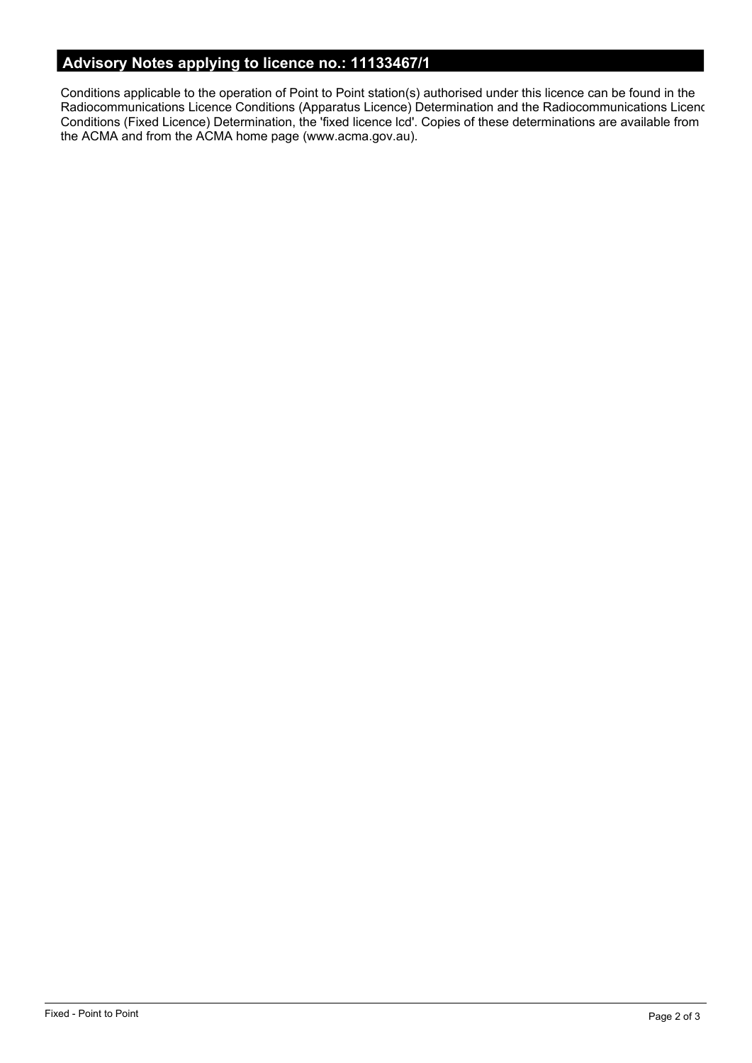## Advisory Notes applying to licence no.: 11133467/1

Conditions applicable to the operation of Point to Point station(s) authorised under this licence can be found in the Radiocommunications Licence Conditions (Apparatus Licence) Determination and the Radiocommunications Licenc Conditions (Fixed Licence) Determination, the 'fixed licence lcd'. Copies of these determinations are available from the ACMA and from the ACMA home page (www.acma.gov.au).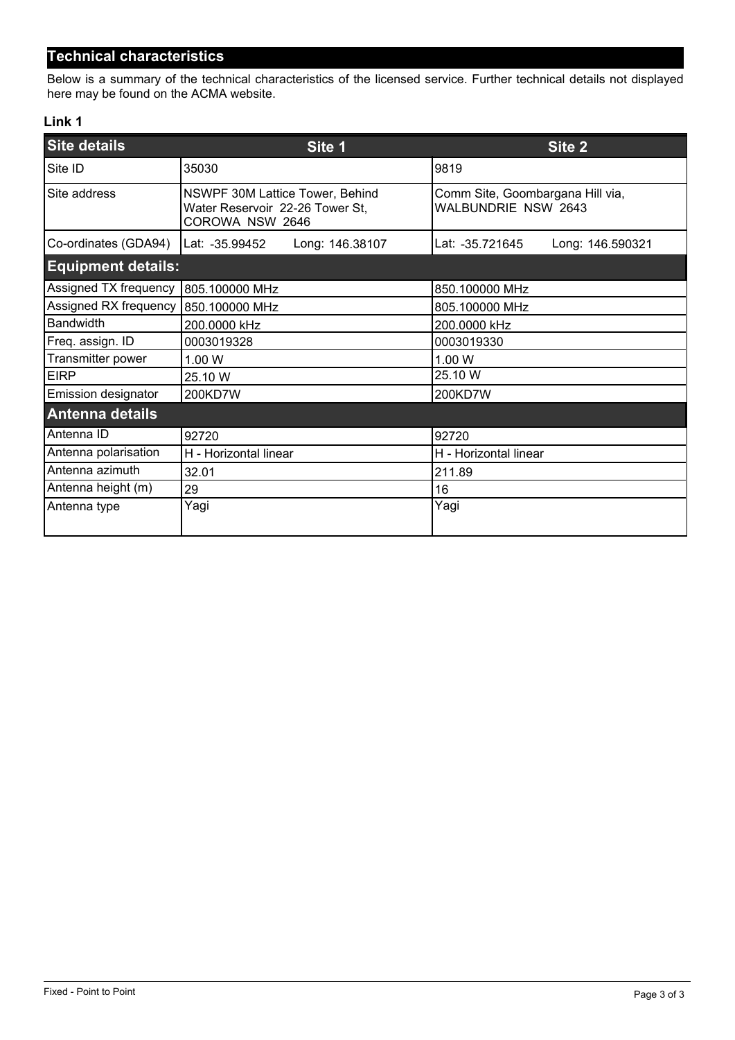## Technical characteristics

Below is a summary of the technical characteristics of the licensed service. Further technical details not displayed here may be found on the ACMA website.

**Link 1**

| Site details | Site 1 | Site 2 |
|---|---|---|
| Site ID | 35030 | 9819 |
| Site address | NSWPF 30M Lattice Tower, Behind Water Reservoir 22-26 Tower St, COROWA NSW 2646 | Comm Site, Goombargana Hill via, WALBUNDRIE NSW 2643 |
| Co-ordinates (GDA94) | Lat: -35.99452 Long: 146.38107 | Lat: -35.721645 Long: 146.590321 |
| **Equipment details:** | | |
| Assigned TX frequency | 805.100000 MHz | 850.100000 MHz |
| Assigned RX frequency | 850.100000 MHz | 805.100000 MHz |
| Bandwidth | 200.0000 kHz | 200.0000 kHz |
| Freq. assign. ID | 0003019328 | 0003019330 |
| Transmitter power | 1.00 W | 1.00 W |
| EIRP | 25.10 W | 25.10 W |
| Emission designator | 200KD7W | 200KD7W |
| **Antenna details** | | |
| Antenna ID | 92720 | 92720 |
| Antenna polarisation | H - Horizontal linear | H - Horizontal linear |
| Antenna azimuth | 32.01 | 211.89 |
| Antenna height (m) | 29 | 16 |
| Antenna type | Yagi | Yagi |

Fixed - Point to Point